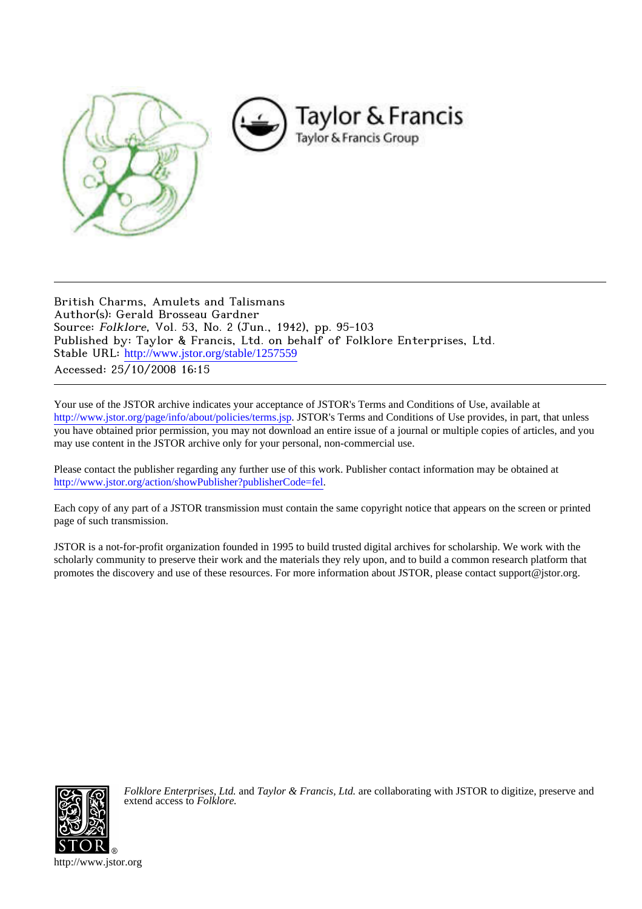British Charms, Amulets and Talismans
Author(s): Gerald Brosseau Gardner
Source: *Folklore*, Vol. 53, No. 2 (Jun., 1942), pp. 95-103
Published by: Taylor & Francis, Ltd. on behalf of Folklore Enterprises, Ltd.
Stable URL: http://www.jstor.org/stable/1257559
Accessed: 25/10/2008 16:15

---

Your use of the JSTOR archive indicates your acceptance of JSTOR's Terms and Conditions of Use, available at http://www.jstor.org/page/info/about/policies/terms.jsp. JSTOR's Terms and Conditions of Use provides, in part, that unless you have obtained prior permission, you may not download an entire issue of a journal or multiple copies of articles, and you may use content in the JSTOR archive only for your personal, non-commercial use.

Please contact the publisher regarding any further use of this work. Publisher contact information may be obtained at http://www.jstor.org/action/showPublisher?publisherCode=fel.

Each copy of any part of a JSTOR transmission must contain the same copyright notice that appears on the screen or printed page of such transmission.

JSTOR is a not-for-profit organization founded in 1995 to build trusted digital archives for scholarship. We work with the scholarly community to preserve their work and the materials they rely upon, and to build a common research platform that promotes the discovery and use of these resources. For more information about JSTOR, please contact support@jstor.org.

*Folklore Enterprises, Ltd.* and *Taylor & Francis, Ltd.* are collaborating with JSTOR to digitize, preserve and extend access to *Folklore.*

http://www.jstor.org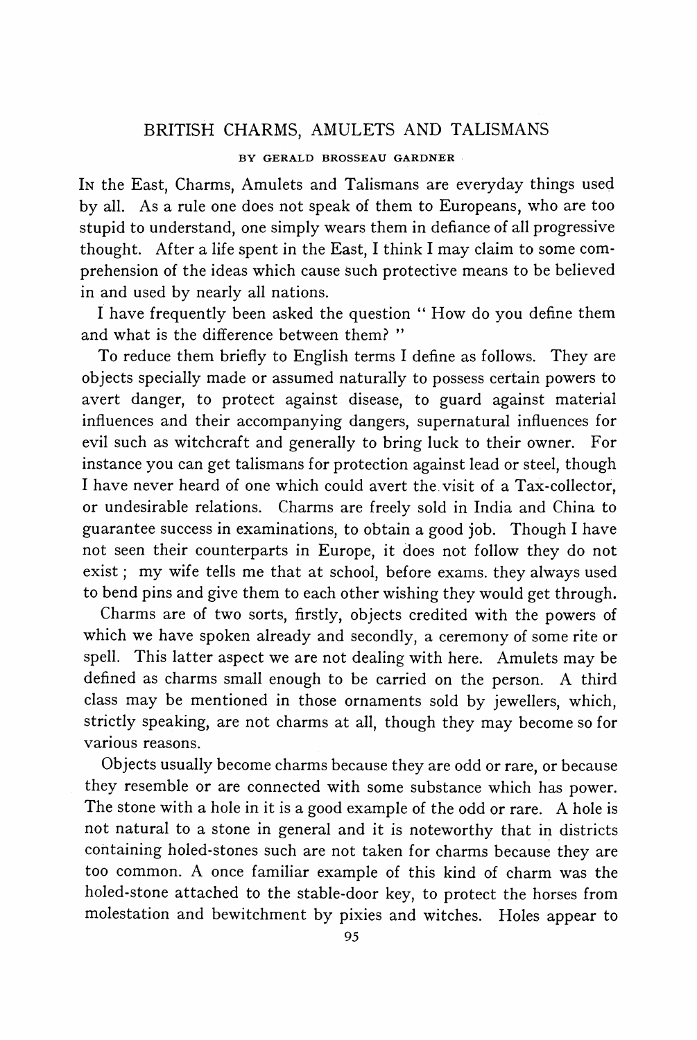# BRITISH CHARMS, AMULETS AND TALISMANS

BY GERALD BROSSEAU GARDNER

In the East, Charms, Amulets and Talismans are everyday things used by all. As a rule one does not speak of them to Europeans, who are too stupid to understand, one simply wears them in defiance of all progressive thought. After a life spent in the East, I think I may claim to some comprehension of the ideas which cause such protective means to be believed in and used by nearly all nations.

I have frequently been asked the question " How do you define them and what is the difference between them? "

To reduce them briefly to English terms I define as follows. They are objects specially made or assumed naturally to possess certain powers to avert danger, to protect against disease, to guard against material influences and their accompanying dangers, supernatural influences for evil such as witchcraft and generally to bring luck to their owner. For instance you can get talismans for protection against lead or steel, though I have never heard of one which could avert the visit of a Tax-collector, or undesirable relations. Charms are freely sold in India and China to guarantee success in examinations, to obtain a good job. Though I have not seen their counterparts in Europe, it does not follow they do not exist ; my wife tells me that at school, before exams. they always used to bend pins and give them to each other wishing they would get through.

Charms are of two sorts, firstly, objects credited with the powers of which we have spoken already and secondly, a ceremony of some rite or spell. This latter aspect we are not dealing with here. Amulets may be defined as charms small enough to be carried on the person. A third class may be mentioned in those ornaments sold by jewellers, which, strictly speaking, are not charms at all, though they may become so for various reasons.

Objects usually become charms because they are odd or rare, or because they resemble or are connected with some substance which has power. The stone with a hole in it is a good example of the odd or rare. A hole is not natural to a stone in general and it is noteworthy that in districts containing holed-stones such are not taken for charms because they are too common. A once familiar example of this kind of charm was the holed-stone attached to the stable-door key, to protect the horses from molestation and bewitchment by pixies and witches. Holes appear to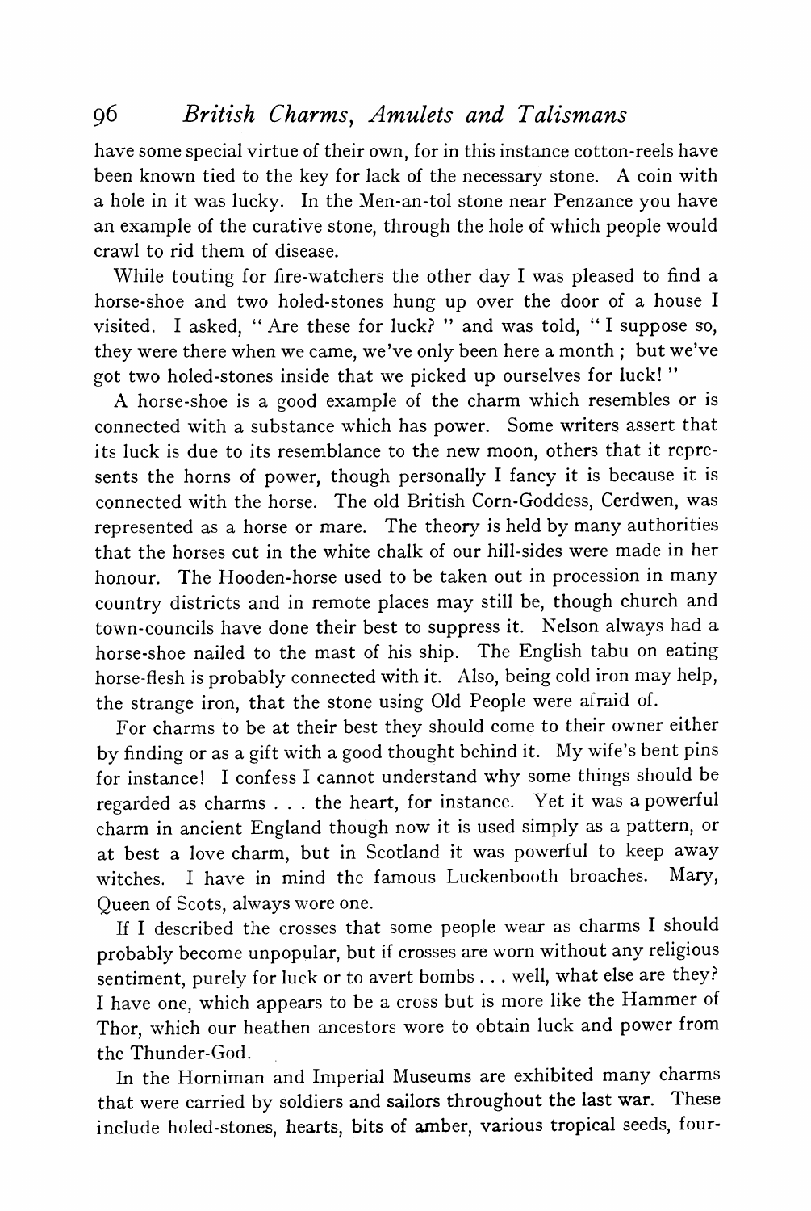have some special virtue of their own, for in this instance cotton-reels have been known tied to the key for lack of the necessary stone. A coin with a hole in it was lucky. In the Men-an-tol stone near Penzance you have an example of the curative stone, through the hole of which people would crawl to rid them of disease.

While touting for fire-watchers the other day I was pleased to find a horse-shoe and two holed-stones hung up over the door of a house I visited. I asked, "Are these for luck?" and was told, "I suppose so, they were there when we came, we've only been here a month; but we've got two holed-stones inside that we picked up ourselves for luck!"

A horse-shoe is a good example of the charm which resembles or is connected with a substance which has power. Some writers assert that its luck is due to its resemblance to the new moon, others that it represents the horns of power, though personally I fancy it is because it is connected with the horse. The old British Corn-Goddess, Cerdwen, was represented as a horse or mare. The theory is held by many authorities that the horses cut in the white chalk of our hill-sides were made in her honour. The Hooden-horse used to be taken out in procession in many country districts and in remote places may still be, though church and town-councils have done their best to suppress it. Nelson always had a horse-shoe nailed to the mast of his ship. The English tabu on eating horse-flesh is probably connected with it. Also, being cold iron may help, the strange iron, that the stone using Old People were afraid of.

For charms to be at their best they should come to their owner either by finding or as a gift with a good thought behind it. My wife's bent pins for instance! I confess I cannot understand why some things should be regarded as charms . . . the heart, for instance. Yet it was a powerful charm in ancient England though now it is used simply as a pattern, or at best a love charm, but in Scotland it was powerful to keep away witches. I have in mind the famous Luckenbooth broaches. Mary, Queen of Scots, always wore one.

If I described the crosses that some people wear as charms I should probably become unpopular, but if crosses are worn without any religious sentiment, purely for luck or to avert bombs . . . well, what else are they? I have one, which appears to be a cross but is more like the Hammer of Thor, which our heathen ancestors wore to obtain luck and power from the Thunder-God.

In the Horniman and Imperial Museums are exhibited many charms that were carried by soldiers and sailors throughout the last war. These include holed-stones, hearts, bits of amber, various tropical seeds, four-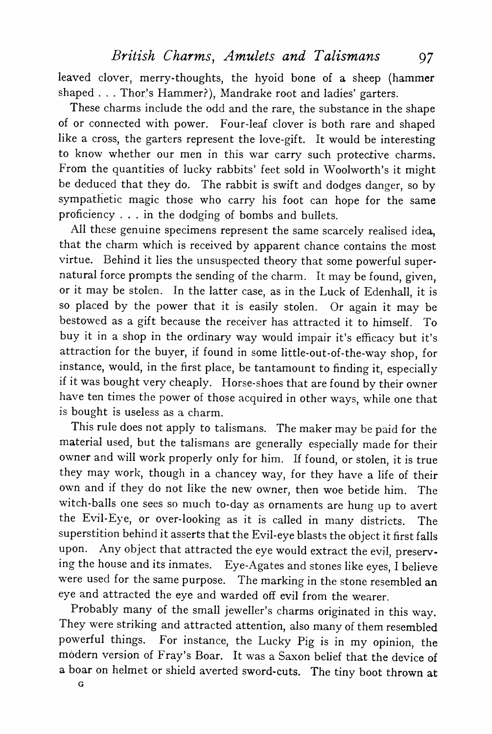leaved clover, merry-thoughts, the hyoid bone of a sheep (hammer shaped . . . Thor's Hammer?), Mandrake root and ladies' garters.

These charms include the odd and the rare, the substance in the shape of or connected with power. Four-leaf clover is both rare and shaped like a cross, the garters represent the love-gift. It would be interesting to know whether our men in this war carry such protective charms. From the quantities of lucky rabbits' feet sold in Woolworth's it might be deduced that they do. The rabbit is swift and dodges danger, so by sympathetic magic those who carry his foot can hope for the same proficiency . . . in the dodging of bombs and bullets.

All these genuine specimens represent the same scarcely realised idea, that the charm which is received by apparent chance contains the most virtue. Behind it lies the unsuspected theory that some powerful supernatural force prompts the sending of the charm. It may be found, given, or it may be stolen. In the latter case, as in the Luck of Edenhall, it is so placed by the power that it is easily stolen. Or again it may be bestowed as a gift because the receiver has attracted it to himself. To buy it in a shop in the ordinary way would impair it's efficacy but it's attraction for the buyer, if found in some little-out-of-the-way shop, for instance, would, in the first place, be tantamount to finding it, especially if it was bought very cheaply. Horse-shoes that are found by their owner have ten times the power of those acquired in other ways, while one that is bought is useless as a charm.

This rule does not apply to talismans. The maker may be paid for the material used, but the talismans are generally especially made for their owner and will work properly only for him. If found, or stolen, it is true they may work, though in a chancey way, for they have a life of their own and if they do not like the new owner, then woe betide him. The witch-balls one sees so much to-day as ornaments are hung up to avert the Evil-Eye, or over-looking as it is called in many districts. The superstition behind it asserts that the Evil-eye blasts the object it first falls upon. Any object that attracted the eye would extract the evil, preserving the house and its inmates. Eye-Agates and stones like eyes, I believe were used for the same purpose. The marking in the stone resembled an eye and attracted the eye and warded off evil from the wearer.

Probably many of the small jeweller's charms originated in this way. They were striking and attracted attention, also many of them resembled powerful things. For instance, the Lucky Pig is in my opinion, the modern version of Fray's Boar. It was a Saxon belief that the device of a boar on helmet or shield averted sword-cuts. The tiny boot thrown at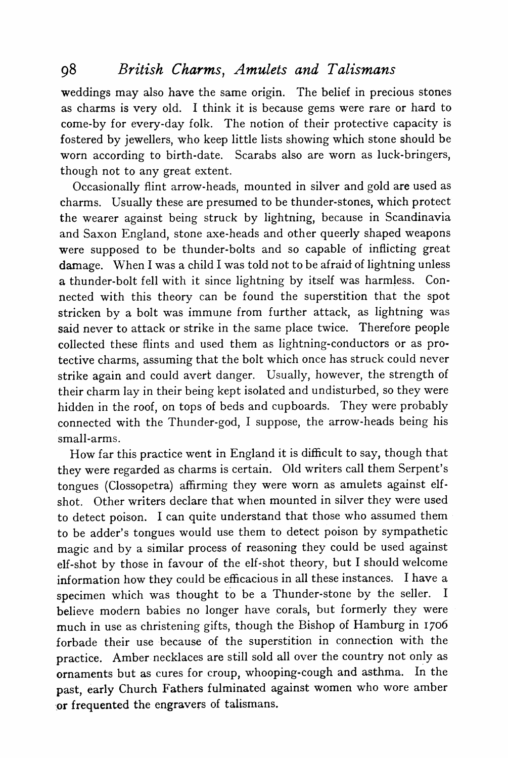weddings may also have the same origin. The belief in precious stones as charms is very old. I think it is because gems were rare or hard to come-by for every-day folk. The notion of their protective capacity is fostered by jewellers, who keep little lists showing which stone should be worn according to birth-date. Scarabs also are worn as luck-bringers, though not to any great extent.

Occasionally flint arrow-heads, mounted in silver and gold are used as charms. Usually these are presumed to be thunder-stones, which protect the wearer against being struck by lightning, because in Scandinavia and Saxon England, stone axe-heads and other queerly shaped weapons were supposed to be thunder-bolts and so capable of inflicting great damage. When I was a child I was told not to be afraid of lightning unless a thunder-bolt fell with it since lightning by itself was harmless. Connected with this theory can be found the superstition that the spot stricken by a bolt was immune from further attack, as lightning was said never to attack or strike in the same place twice. Therefore people collected these flints and used them as lightning-conductors or as protective charms, assuming that the bolt which once has struck could never strike again and could avert danger. Usually, however, the strength of their charm lay in their being kept isolated and undisturbed, so they were hidden in the roof, on tops of beds and cupboards. They were probably connected with the Thunder-god, I suppose, the arrow-heads being his small-arms.

How far this practice went in England it is difficult to say, though that they were regarded as charms is certain. Old writers call them Serpent's tongues (Clossopetra) affirming they were worn as amulets against elf-shot. Other writers declare that when mounted in silver they were used to detect poison. I can quite understand that those who assumed them to be adder's tongues would use them to detect poison by sympathetic magic and by a similar process of reasoning they could be used against elf-shot by those in favour of the elf-shot theory, but I should welcome information how they could be efficacious in all these instances. I have a specimen which was thought to be a Thunder-stone by the seller. I believe modern babies no longer have corals, but formerly they were much in use as christening gifts, though the Bishop of Hamburg in 1706 forbade their use because of the superstition in connection with the practice. Amber necklaces are still sold all over the country not only as ornaments but as cures for croup, whooping-cough and asthma. In the past, early Church Fathers fulminated against women who wore amber or frequented the engravers of talismans.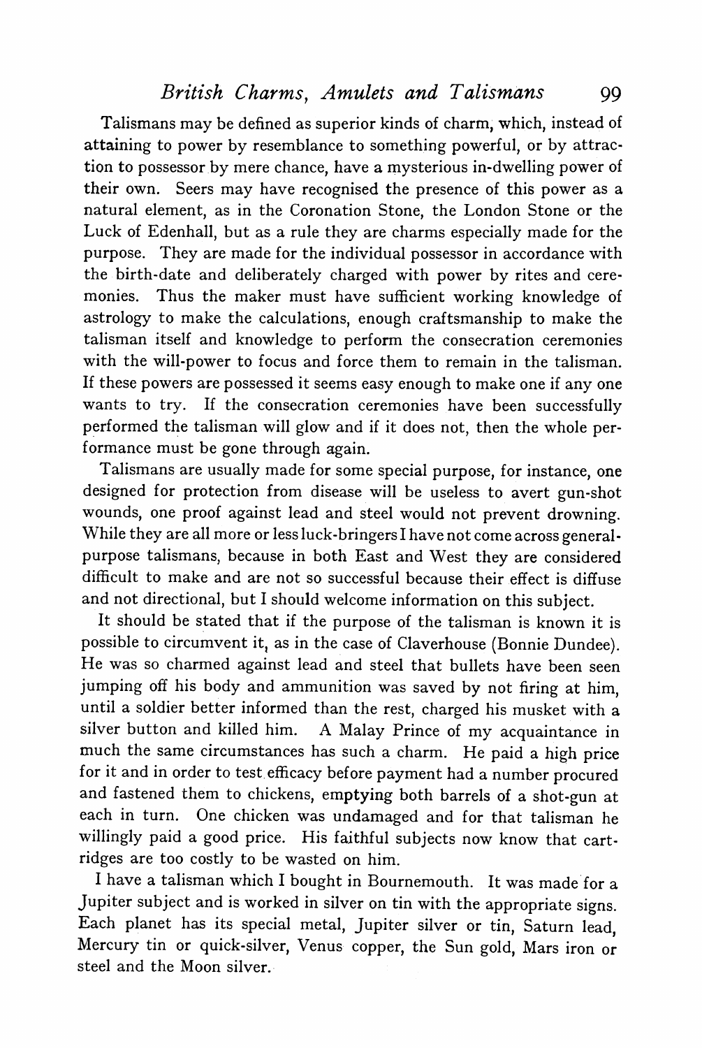Talismans may be defined as superior kinds of charm, which, instead of attaining to power by resemblance to something powerful, or by attraction to possessor by mere chance, have a mysterious in-dwelling power of their own. Seers may have recognised the presence of this power as a natural element, as in the Coronation Stone, the London Stone or the Luck of Edenhall, but as a rule they are charms especially made for the purpose. They are made for the individual possessor in accordance with the birth-date and deliberately charged with power by rites and ceremonies. Thus the maker must have sufficient working knowledge of astrology to make the calculations, enough craftsmanship to make the talisman itself and knowledge to perform the consecration ceremonies with the will-power to focus and force them to remain in the talisman. If these powers are possessed it seems easy enough to make one if any one wants to try. If the consecration ceremonies have been successfully performed the talisman will glow and if it does not, then the whole performance must be gone through again.

Talismans are usually made for some special purpose, for instance, one designed for protection from disease will be useless to avert gun-shot wounds, one proof against lead and steel would not prevent drowning. While they are all more or less luck-bringers I have not come across general-purpose talismans, because in both East and West they are considered difficult to make and are not so successful because their effect is diffuse and not directional, but I should welcome information on this subject.

It should be stated that if the purpose of the talisman is known it is possible to circumvent it, as in the case of Claverhouse (Bonnie Dundee). He was so charmed against lead and steel that bullets have been seen jumping off his body and ammunition was saved by not firing at him, until a soldier better informed than the rest, charged his musket with a silver button and killed him. A Malay Prince of my acquaintance in much the same circumstances has such a charm. He paid a high price for it and in order to test efficacy before payment had a number procured and fastened them to chickens, emptying both barrels of a shot-gun at each in turn. One chicken was undamaged and for that talisman he willingly paid a good price. His faithful subjects now know that cartridges are too costly to be wasted on him.

I have a talisman which I bought in Bournemouth. It was made for a Jupiter subject and is worked in silver on tin with the appropriate signs. Each planet has its special metal, Jupiter silver or tin, Saturn lead, Mercury tin or quick-silver, Venus copper, the Sun gold, Mars iron or steel and the Moon silver.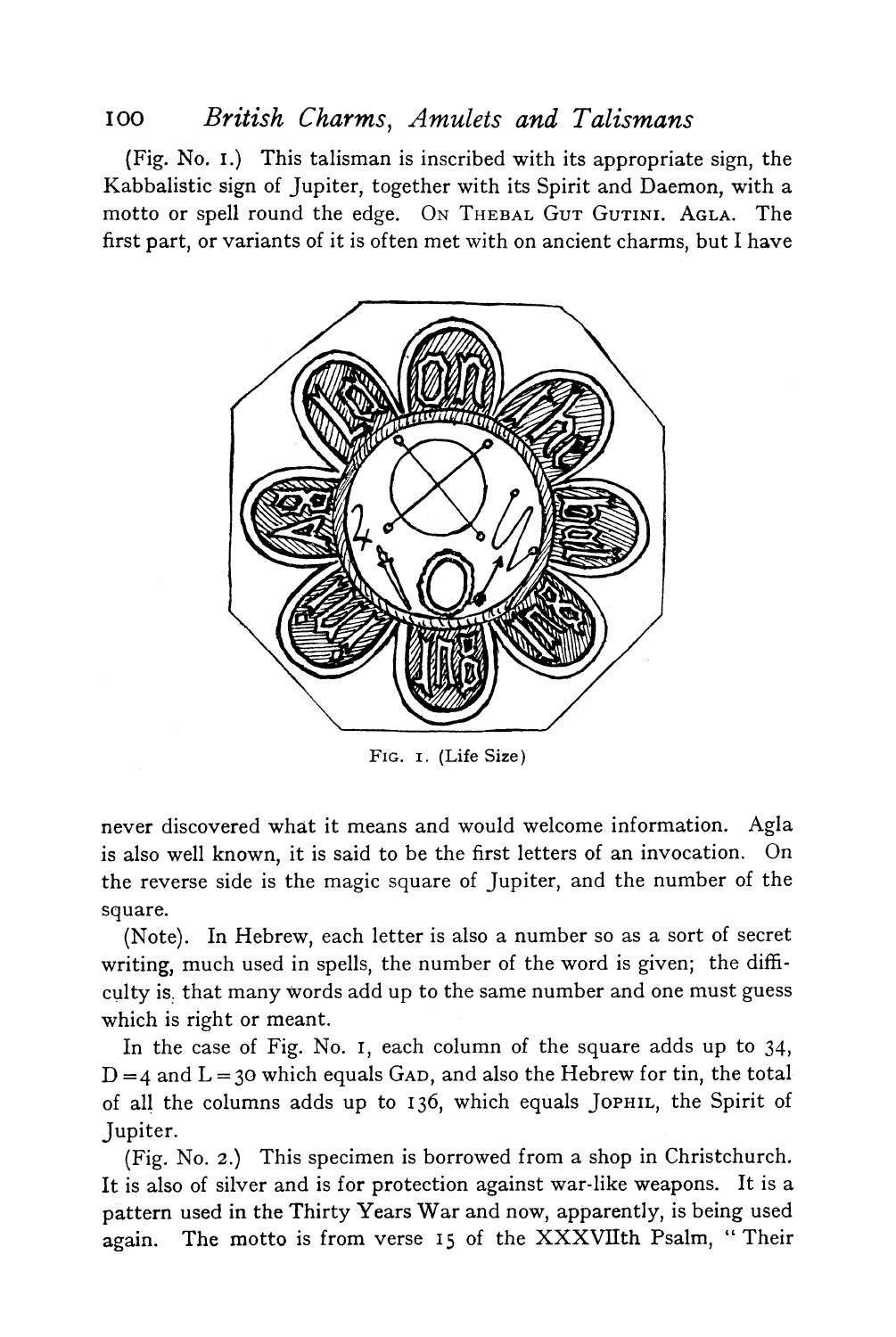(Fig. No. 1.) This talisman is inscribed with its appropriate sign, the Kabbalistic sign of Jupiter, together with its Spirit and Daemon, with a motto or spell round the edge. ON THEBAL GUT GUTINI. AGLA. The first part, or variants of it is often met with on ancient charms, but I have

FIG. 1. (Life Size)

never discovered what it means and would welcome information. Agla is also well known, it is said to be the first letters of an invocation. On the reverse side is the magic square of Jupiter, and the number of the square.

(Note). In Hebrew, each letter is also a number so as a sort of secret writing, much used in spells, the number of the word is given; the difficulty is that many words add up to the same number and one must guess which is right or meant.

In the case of Fig. No. 1, each column of the square adds up to 34, D = 4 and L = 30 which equals GAD, and also the Hebrew for tin, the total of all the columns adds up to 136, which equals JOPHIL, the Spirit of Jupiter.

(Fig. No. 2.) This specimen is borrowed from a shop in Christchurch. It is also of silver and is for protection against war-like weapons. It is a pattern used in the Thirty Years War and now, apparently, is being used again. The motto is from verse 15 of the XXXVIIth Psalm, " Their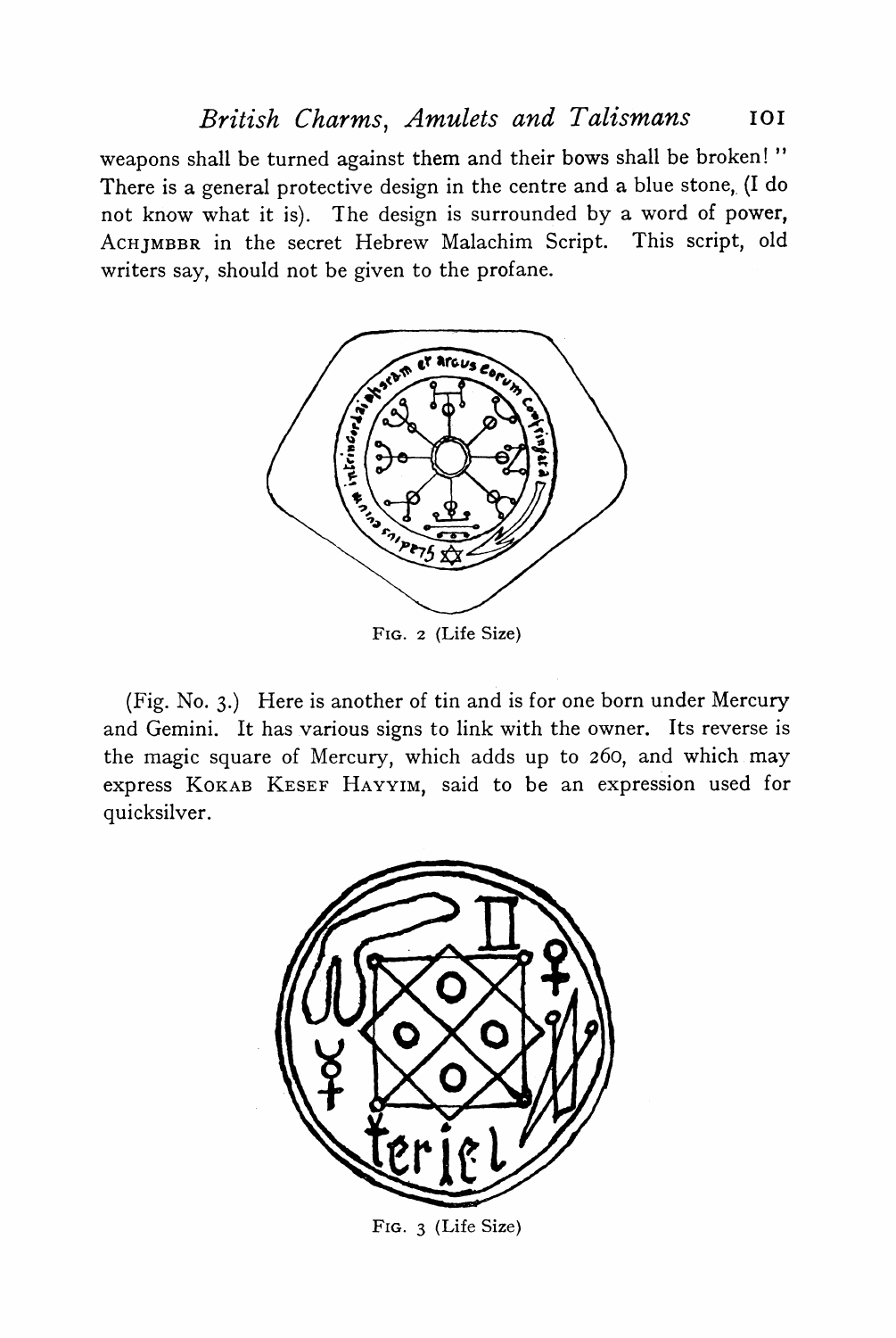weapons shall be turned against them and their bows shall be broken!" There is a general protective design in the centre and a blue stone, (I do not know what it is). The design is surrounded by a word of power, ACHJMBBR in the secret Hebrew Malachim Script. This script, old writers say, should not be given to the profane.

FIG. 2 (Life Size)

(Fig. No. 3.) Here is another of tin and is for one born under Mercury and Gemini. It has various signs to link with the owner. Its reverse is the magic square of Mercury, which adds up to 260, and which may express KOKAB KESEF HAYYIM, said to be an expression used for quicksilver.

FIG. 3 (Life Size)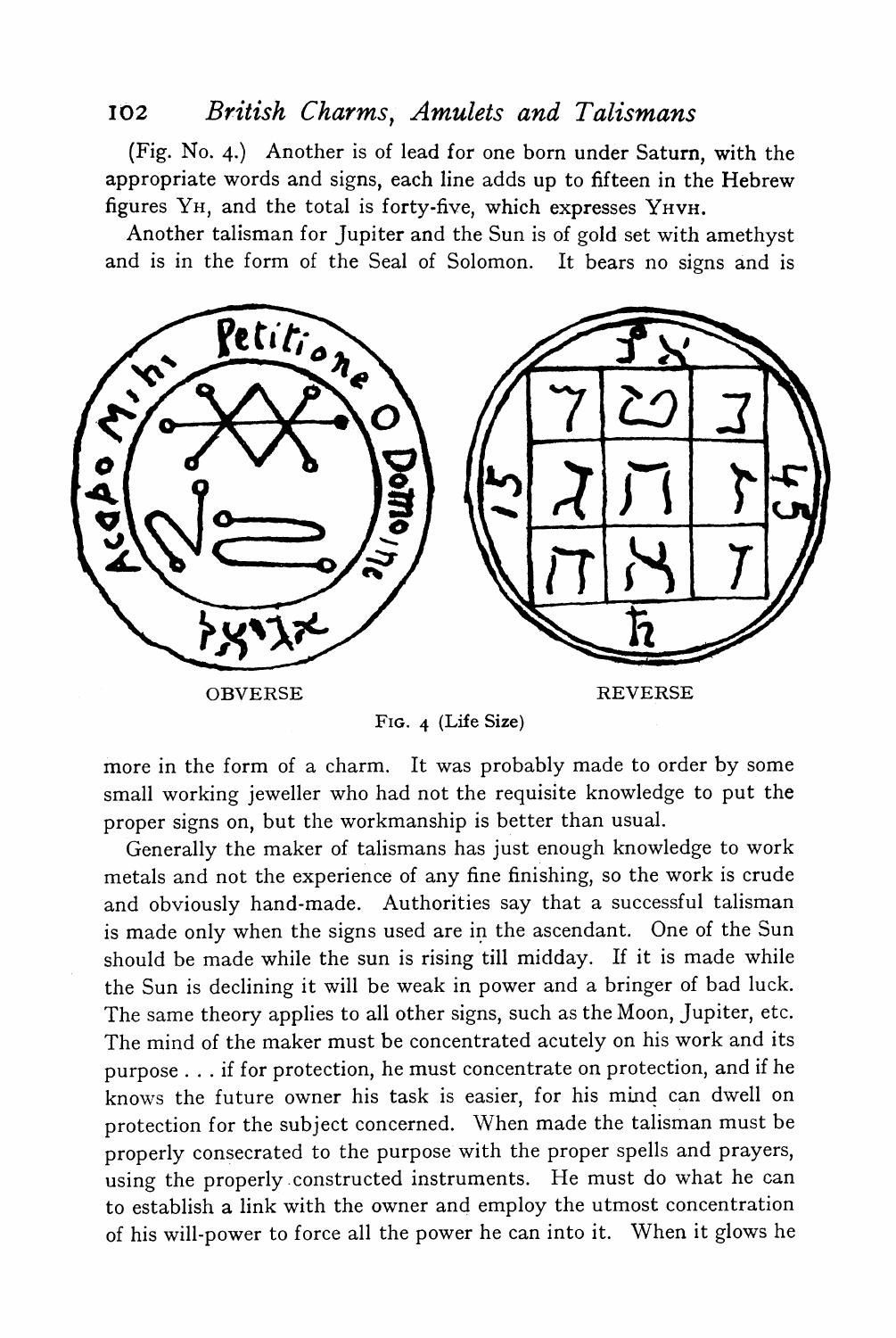(Fig. No. 4.) Another is of lead for one born under Saturn, with the appropriate words and signs, each line adds up to fifteen in the Hebrew figures YH, and the total is forty-five, which expresses YHVH.

Another talisman for Jupiter and the Sun is of gold set with amethyst and is in the form of the Seal of Solomon. It bears no signs and is more in the form of a charm. It was probably made to order by some small working jeweller who had not the requisite knowledge to put the proper signs on, but the workmanship is better than usual.

OBVERSE REVERSE

FIG. 4 (Life Size)

Generally the maker of talismans has just enough knowledge to work metals and not the experience of any fine finishing, so the work is crude and obviously hand-made. Authorities say that a successful talisman is made only when the signs used are in the ascendant. One of the Sun should be made while the sun is rising till midday. If it is made while the Sun is declining it will be weak in power and a bringer of bad luck. The same theory applies to all other signs, such as the Moon, Jupiter, etc. The mind of the maker must be concentrated acutely on his work and its purpose . . . if for protection, he must concentrate on protection, and if he knows the future owner his task is easier, for his mind can dwell on protection for the subject concerned. When made the talisman must be properly consecrated to the purpose with the proper spells and prayers, using the properly constructed instruments. He must do what he can to establish a link with the owner and employ the utmost concentration of his will-power to force all the power he can into it. When it glows he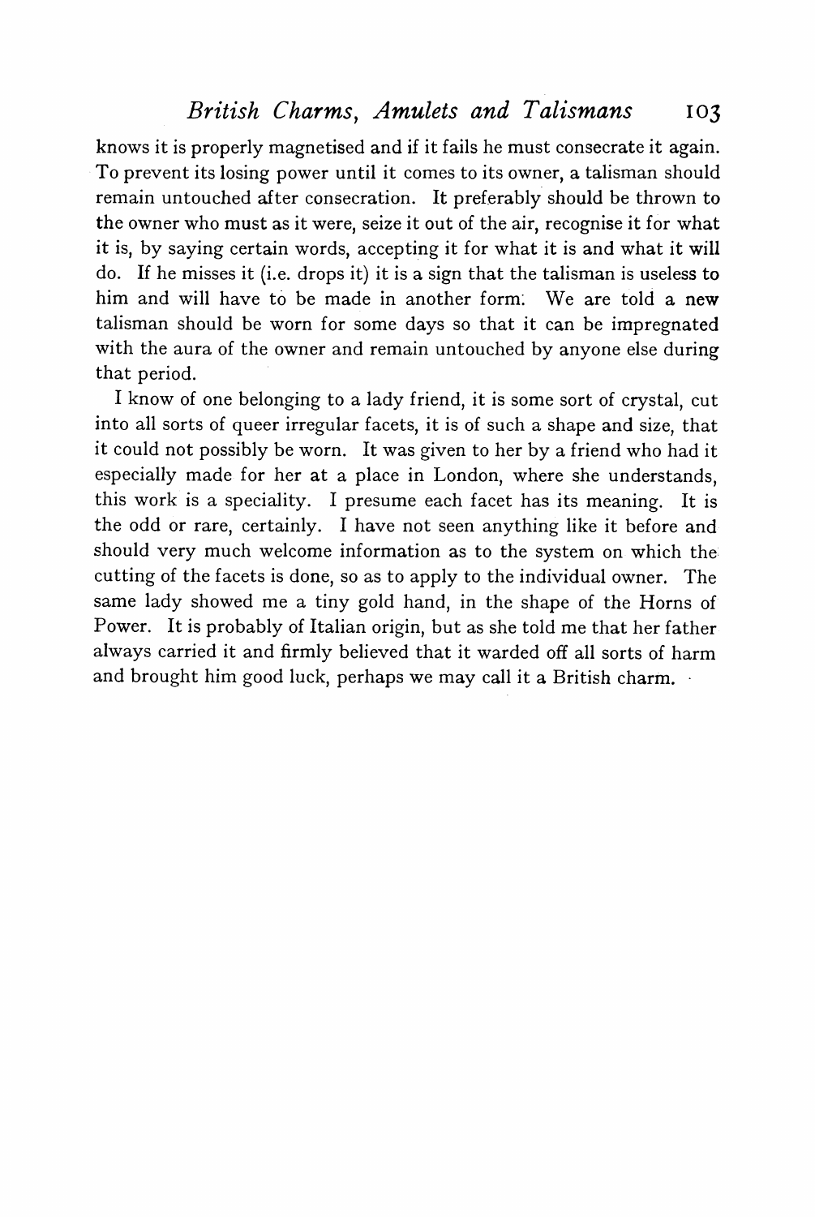knows it is properly magnetised and if it fails he must consecrate it again. To prevent its losing power until it comes to its owner, a talisman should remain untouched after consecration. It preferably should be thrown to the owner who must as it were, seize it out of the air, recognise it for what it is, by saying certain words, accepting it for what it is and what it will do. If he misses it (i.e. drops it) it is a sign that the talisman is useless to him and will have to be made in another form. We are told a new talisman should be worn for some days so that it can be impregnated with the aura of the owner and remain untouched by anyone else during that period.

I know of one belonging to a lady friend, it is some sort of crystal, cut into all sorts of queer irregular facets, it is of such a shape and size, that it could not possibly be worn. It was given to her by a friend who had it especially made for her at a place in London, where she understands, this work is a speciality. I presume each facet has its meaning. It is the odd or rare, certainly. I have not seen anything like it before and should very much welcome information as to the system on which the cutting of the facets is done, so as to apply to the individual owner. The same lady showed me a tiny gold hand, in the shape of the Horns of Power. It is probably of Italian origin, but as she told me that her father always carried it and firmly believed that it warded off all sorts of harm and brought him good luck, perhaps we may call it a British charm.